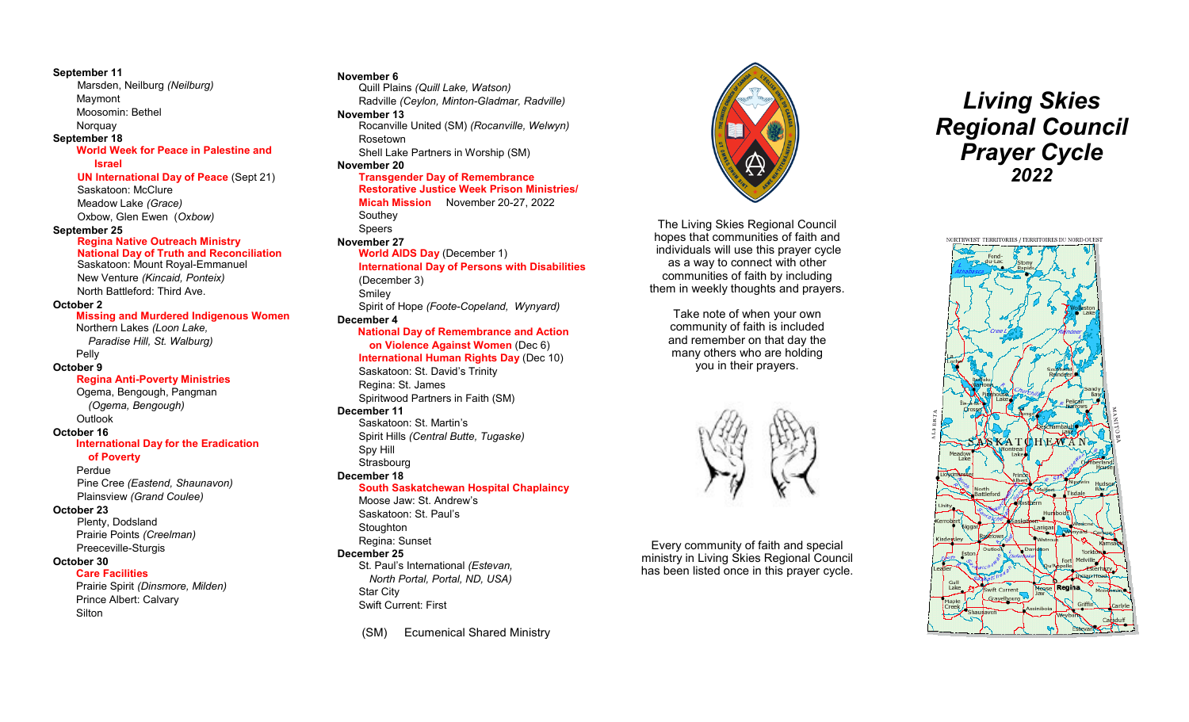**September 11**

Marsden, Neilburg *(Neilburg)*
Maymont
Moosomin: Bethel
Norquay

**September 18**

**World Week for Peace in Palestine and Israel**
**UN International Day of Peace** (Sept 21)
Saskatoon: McClure
Meadow Lake *(Grace)*
Oxbow, Glen Ewen *(Oxbow)*

**September 25**

**Regina Native Outreach Ministry**
**National Day of Truth and Reconciliation**
Saskatoon: Mount Royal-Emmanuel
New Venture *(Kincaid, Ponteix)*
North Battleford: Third Ave.

**October 2**

**Missing and Murdered Indigenous Women**
Northern Lakes *(Loon Lake, Paradise Hill, St. Walburg)*
Pelly

**October 9**

**Regina Anti-Poverty Ministries**
Ogema, Bengough, Pangman *(Ogema, Bengough)*
Outlook

**October 16**

**International Day for the Eradication of Poverty**
Perdue
Pine Cree *(Eastend, Shaunavon)*
Plainsview *(Grand Coulee)*

**October 23**

Plenty, Dodsland
Prairie Points *(Creelman)*
Preeceville-Sturgis

**October 30**

**Care Facilities**
Prairie Spirit *(Dinsmore, Milden)*
Prince Albert: Calvary
Silton

**November 6**

Quill Plains *(Quill Lake, Watson)*
Radville *(Ceylon, Minton-Gladmar, Radville)*

**November 13**

Rocanville United (SM) *(Rocanville, Welwyn)*
Rosetown
Shell Lake Partners in Worship (SM)

**November 20**

**Transgender Day of Remembrance**
**Restorative Justice Week Prison Ministries/ Micah Mission** November 20-27, 2022
Southey
Speers

**November 27**

**World AIDS Day** (December 1)
**International Day of Persons with Disabilities** (December 3)
Smiley
Spirit of Hope *(Foote-Copeland, Wynyard)*

**December 4**

**National Day of Remembrance and Action on Violence Against Women** (Dec 6)
**International Human Rights Day** (Dec 10)
Saskatoon: St. David's Trinity
Regina: St. James
Spiritwood Partners in Faith (SM)

**December 11**

Saskatoon: St. Martin's
Spirit Hills *(Central Butte, Tugaske)*
Spy Hill
Strasbourg

**December 18**

**South Saskatchewan Hospital Chaplaincy**
Moose Jaw: St. Andrew's
Saskatoon: St. Paul's
Stoughton
Regina: Sunset

**December 25**

St. Paul's International *(Estevan, North Portal, Portal, ND, USA)*
Star City
Swift Current: First

(SM) Ecumenical Shared Ministry

The Living Skies Regional Council hopes that communities of faith and individuals will use this prayer cycle as a way to connect with other communities of faith by including them in weekly thoughts and prayers.

Take note of when your own community of faith is included and remember on that day the many others who are holding you in their prayers.

Every community of faith and special ministry in Living Skies Regional Council has been listed once in this prayer cycle.

# *Living Skies Regional Council Prayer Cycle 2022*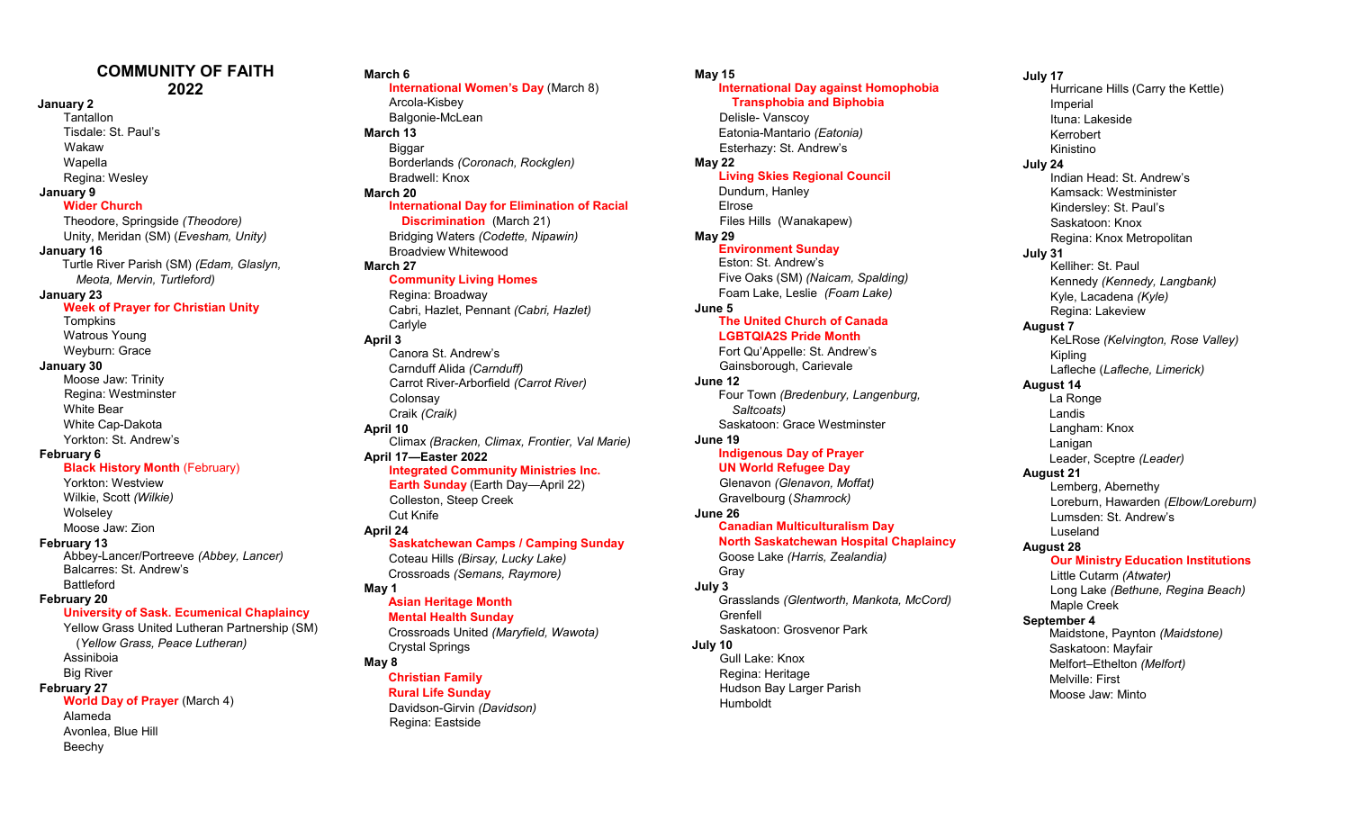## COMMUNITY OF FAITH
## 2022

**January 2**
- Tantallon
- Tisdale: St. Paul's
- Wakaw
- Wapella
- Regina: Wesley

**January 9**
- **Wider Church**
- Theodore, Springside *(Theodore)*
- Unity, Meridan (SM) (*Evesham, Unity)*

**January 16**
- Turtle River Parish (SM) *(Edam, Glaslyn, Meota, Mervin, Turtleford)*

**January 23**
- **Week of Prayer for Christian Unity**
- Tompkins
- Watrous Young
- Weyburn: Grace

**January 30**
- Moose Jaw: Trinity
- Regina: Westminster
- White Bear
- White Cap-Dakota
- Yorkton: St. Andrew's

**February 6**
- **Black History Month** (February)
- Yorkton: Westview
- Wilkie, Scott *(Wilkie)*
- Wolseley
- Moose Jaw: Zion

**February 13**
- Abbey-Lancer/Portreeve *(Abbey, Lancer)*
- Balcarres: St. Andrew's
- Battleford

**February 20**
- **University of Sask. Ecumenical Chaplaincy**
- Yellow Grass United Lutheran Partnership (SM) (*Yellow Grass, Peace Lutheran)*
- Assiniboia
- Big River

**February 27**
- **World Day of Prayer** (March 4)
- Alameda
- Avonlea, Blue Hill
- Beechy

**March 6**
- **International Women's Day** (March 8)
- Arcola-Kisbey
- Balgonie-McLean

**March 13**
- Biggar
- Borderlands *(Coronach, Rockglen)*
- Bradwell: Knox

**March 20**
- **International Day for Elimination of Racial Discrimination** (March 21)
- Bridging Waters *(Codette, Nipawin)*
- Broadview Whitewood

**March 27**
- **Community Living Homes**
- Regina: Broadway
- Cabri, Hazlet, Pennant *(Cabri, Hazlet)*
- Carlyle

**April 3**
- Canora St. Andrew's
- Carnduff Alida *(Carnduff)*
- Carrot River-Arborfield *(Carrot River)*
- Colonsay
- Craik *(Craik)*

**April 10**
- Climax *(Bracken, Climax, Frontier, Val Marie)*

**April 17—Easter 2022**
- **Integrated Community Ministries Inc.**
- **Earth Sunday** (Earth Day—April 22)
- Colleston, Steep Creek
- Cut Knife

**April 24**
- **Saskatchewan Camps / Camping Sunday**
- Coteau Hills *(Birsay, Lucky Lake)*
- Crossroads *(Semans, Raymore)*

**May 1**
- **Asian Heritage Month**
- **Mental Health Sunday**
- Crossroads United *(Maryfield, Wawota)*
- Crystal Springs

**May 8**
- **Christian Family**
- **Rural Life Sunday**
- Davidson-Girvin *(Davidson)*
- Regina: Eastside

**May 15**
- **International Day against Homophobia Transphobia and Biphobia**
- Delisle- Vanscoy
- Eatonia-Mantario *(Eatonia)*
- Esterhazy: St. Andrew's

**May 22**
- **Living Skies Regional Council**
- Dundurn, Hanley
- Elrose
- Files Hills (Wanakapew)

**May 29**
- **Environment Sunday**
- Eston: St. Andrew's
- Five Oaks (SM) *(Naicam, Spalding)*
- Foam Lake, Leslie *(Foam Lake)*

**June 5**
- **The United Church of Canada LGBTQIA2S Pride Month**
- Fort Qu'Appelle: St. Andrew's
- Gainsborough, Carievale

**June 12**
- Four Town *(Bredenbury, Langenburg, Saltcoats)*
- Saskatoon: Grace Westminster

**June 19**
- **Indigenous Day of Prayer**
- **UN World Refugee Day**
- Glenavon *(Glenavon, Moffat)*
- Gravelbourg (*Shamrock)*

**June 26**
- **Canadian Multiculturalism Day**
- **North Saskatchewan Hospital Chaplaincy**
- Goose Lake *(Harris, Zealandia)*
- Gray

**July 3**
- Grasslands *(Glentworth, Mankota, McCord)*
- Grenfell
- Saskatoon: Grosvenor Park

**July 10**
- Gull Lake: Knox
- Regina: Heritage
- Hudson Bay Larger Parish
- Humboldt

**July 17**
- Hurricane Hills (Carry the Kettle)
- Imperial
- Ituna: Lakeside
- Kerrobert
- Kinistino

**July 24**
- Indian Head: St. Andrew's
- Kamsack: Westminister
- Kindersley: St. Paul's
- Saskatoon: Knox
- Regina: Knox Metropolitan

**July 31**
- Kelliher: St. Paul
- Kennedy *(Kennedy, Langbank)*
- Kyle, Lacadena *(Kyle)*
- Regina: Lakeview

**August 7**
- KeLRose *(Kelvington, Rose Valley)*
- Kipling
- Lafleche (*Lafleche, Limerick)*

**August 14**
- La Ronge
- Landis
- Langham: Knox
- Lanigan
- Leader, Sceptre *(Leader)*

**August 21**
- Lemberg, Abernethy
- Loreburn, Hawarden *(Elbow/Loreburn)*
- Lumsden: St. Andrew's
- Luseland

**August 28**
- **Our Ministry Education Institutions**
- Little Cutarm *(Atwater)*
- Long Lake *(Bethune, Regina Beach)*
- Maple Creek

**September 4**
- Maidstone, Paynton *(Maidstone)*
- Saskatoon: Mayfair
- Melfort–Ethelton *(Melfort)*
- Melville: First
- Moose Jaw: Minto